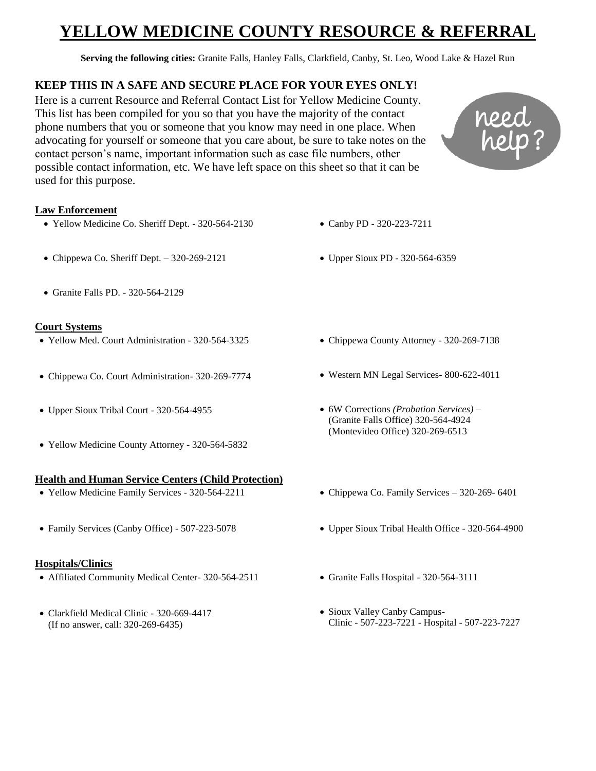# YELLOW MEDICINE COUNTY RESOURCE & REFERRAL

**Serving the following cities:** Granite Falls, Hanley Falls, Clarkfield, Canby, St. Leo, Wood Lake & Hazel Run

**KEEP THIS IN A SAFE AND SECURE PLACE FOR YOUR EYES ONLY!**

Here is a current Resource and Referral Contact List for Yellow Medicine County. This list has been compiled for you so that you have the majority of the contact phone numbers that you or someone that you know may need in one place. When advocating for yourself or someone that you care about, be sure to take notes on the contact person's name, important information such as case file numbers, other possible contact information, etc. We have left space on this sheet so that it can be used for this purpose.

### Law Enforcement

- Yellow Medicine Co. Sheriff Dept. - 320-564-2130
- Canby PD - 320-223-7211
- Chippewa Co. Sheriff Dept. – 320-269-2121
- Upper Sioux PD - 320-564-6359
- Granite Falls PD. - 320-564-2129

### Court Systems

- Yellow Med. Court Administration - 320-564-3325
- Chippewa County Attorney - 320-269-7138
- Chippewa Co. Court Administration- 320-269-7774
- Western MN Legal Services- 800-622-4011
- Upper Sioux Tribal Court - 320-564-4955
- 6W Corrections *(Probation Services)* –
  (Granite Falls Office) 320-564-4924
  (Montevideo Office) 320-269-6513
- Yellow Medicine County Attorney - 320-564-5832

### Health and Human Service Centers (Child Protection)

- Yellow Medicine Family Services - 320-564-2211
- Chippewa Co. Family Services – 320-269- 6401
- Family Services (Canby Office) - 507-223-5078
- Upper Sioux Tribal Health Office - 320-564-4900

### Hospitals/Clinics

- Affiliated Community Medical Center- 320-564-2511
- Granite Falls Hospital - 320-564-3111
- Clarkfield Medical Clinic - 320-669-4417
  (If no answer, call: 320-269-6435)
- Sioux Valley Canby Campus-
  Clinic - 507-223-7221 - Hospital - 507-223-7227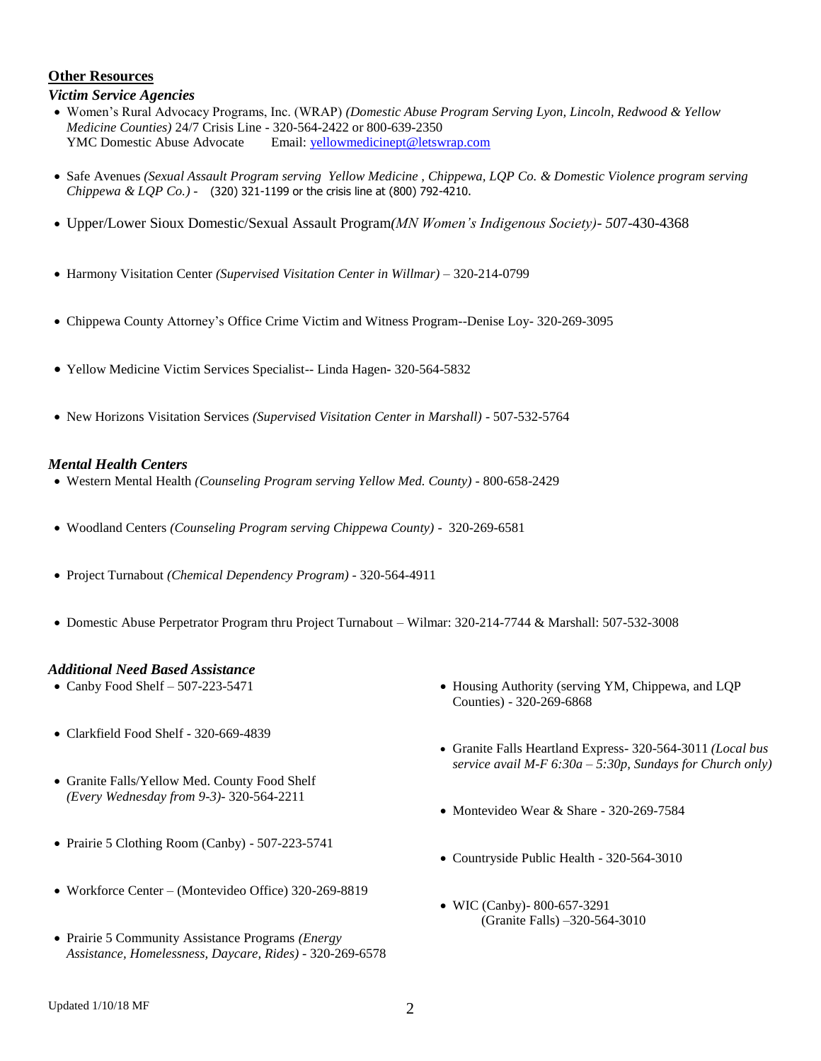## Other Resources

### *Victim Service Agencies*

- Women's Rural Advocacy Programs, Inc. (WRAP) *(Domestic Abuse Program Serving Lyon, Lincoln, Redwood & Yellow Medicine Counties)* 24/7 Crisis Line - 320-564-2422 or 800-639-2350
  YMC Domestic Abuse Advocate Email: yellowmedicinept@letswrap.com
- Safe Avenues *(Sexual Assault Program serving Yellow Medicine , Chippewa, LQP Co. & Domestic Violence program serving Chippewa & LQP Co.)* - (320) 321-1199 or the crisis line at (800) 792-4210.
- Upper/Lower Sioux Domestic/Sexual Assault Program*(MN Women's Indigenous Society)- 5*07-430-4368
- Harmony Visitation Center *(Supervised Visitation Center in Willmar)* – 320-214-0799
- Chippewa County Attorney's Office Crime Victim and Witness Program--Denise Loy- 320-269-3095
- Yellow Medicine Victim Services Specialist-- Linda Hagen- 320-564-5832
- New Horizons Visitation Services *(Supervised Visitation Center in Marshall)* - 507-532-5764

### *Mental Health Centers*

- Western Mental Health *(Counseling Program serving Yellow Med. County)* - 800-658-2429
- Woodland Centers *(Counseling Program serving Chippewa County)* - 320-269-6581
- Project Turnabout *(Chemical Dependency Program)* - 320-564-4911
- Domestic Abuse Perpetrator Program thru Project Turnabout – Wilmar: 320-214-7744 & Marshall: 507-532-3008

### *Additional Need Based Assistance*

- Canby Food Shelf – 507-223-5471
- Clarkfield Food Shelf - 320-669-4839
- Granite Falls/Yellow Med. County Food Shelf *(Every Wednesday from 9-3)*- 320-564-2211
- Prairie 5 Clothing Room (Canby) - 507-223-5741
- Workforce Center – (Montevideo Office) 320-269-8819
- Prairie 5 Community Assistance Programs *(Energy Assistance, Homelessness, Daycare, Rides)* - 320-269-6578
- Housing Authority (serving YM, Chippewa, and LQP Counties) - 320-269-6868
- Granite Falls Heartland Express- 320-564-3011 *(Local bus service avail M-F 6:30a – 5:30p, Sundays for Church only)*
- Montevideo Wear & Share - 320-269-7584
- Countryside Public Health - 320-564-3010
- WIC (Canby)- 800-657-3291
  (Granite Falls) –320-564-3010

Updated 1/10/18 MF